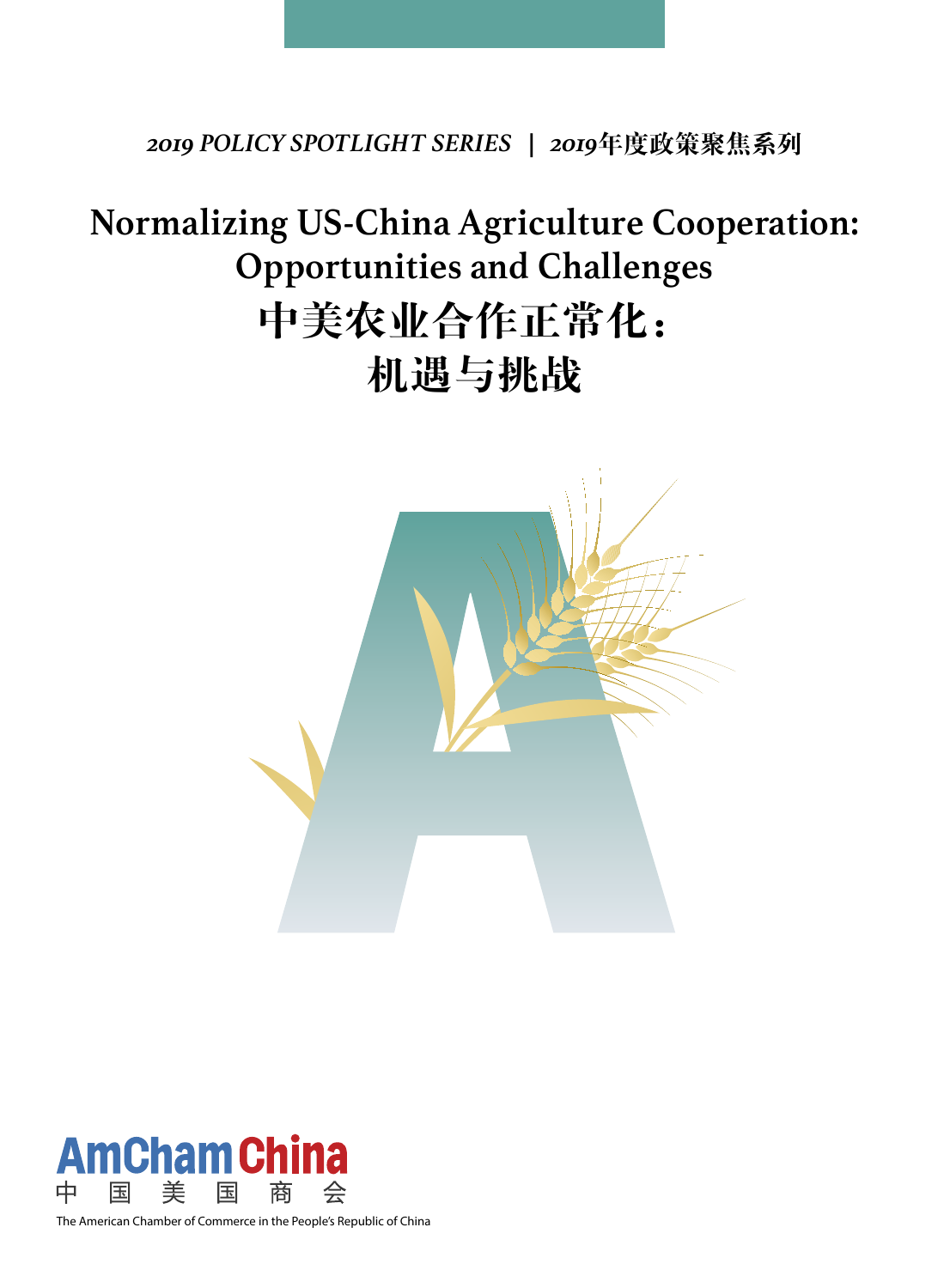*2019 POLICY SPOTLIGHT SERIES | 2019年度政策聚焦系列*

# Normalizing US-China Agriculture Cooperation: Opportunities and Challenges

# 中美农业合作正常化：机遇与挑战

AmCham China
中 国 美 国 商 会
The American Chamber of Commerce in the People's Republic of China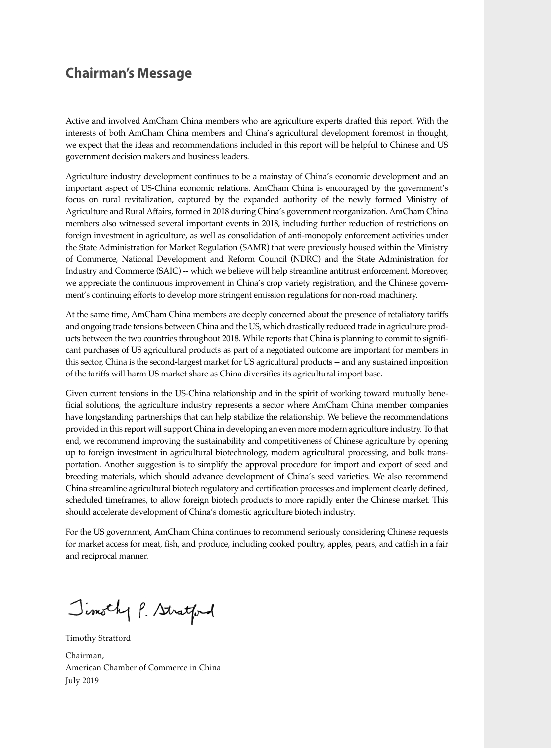## Chairman's Message

Active and involved AmCham China members who are agriculture experts drafted this report. With the interests of both AmCham China members and China's agricultural development foremost in thought, we expect that the ideas and recommendations included in this report will be helpful to Chinese and US government decision makers and business leaders.

Agriculture industry development continues to be a mainstay of China's economic development and an important aspect of US-China economic relations. AmCham China is encouraged by the government's focus on rural revitalization, captured by the expanded authority of the newly formed Ministry of Agriculture and Rural Affairs, formed in 2018 during China's government reorganization. AmCham China members also witnessed several important events in 2018, including further reduction of restrictions on foreign investment in agriculture, as well as consolidation of anti-monopoly enforcement activities under the State Administration for Market Regulation (SAMR) that were previously housed within the Ministry of Commerce, National Development and Reform Council (NDRC) and the State Administration for Industry and Commerce (SAIC) -- which we believe will help streamline antitrust enforcement. Moreover, we appreciate the continuous improvement in China's crop variety registration, and the Chinese government's continuing efforts to develop more stringent emission regulations for non-road machinery.

At the same time, AmCham China members are deeply concerned about the presence of retaliatory tariffs and ongoing trade tensions between China and the US, which drastically reduced trade in agriculture products between the two countries throughout 2018. While reports that China is planning to commit to significant purchases of US agricultural products as part of a negotiated outcome are important for members in this sector, China is the second-largest market for US agricultural products -- and any sustained imposition of the tariffs will harm US market share as China diversifies its agricultural import base.

Given current tensions in the US-China relationship and in the spirit of working toward mutually beneficial solutions, the agriculture industry represents a sector where AmCham China member companies have longstanding partnerships that can help stabilize the relationship. We believe the recommendations provided in this report will support China in developing an even more modern agriculture industry. To that end, we recommend improving the sustainability and competitiveness of Chinese agriculture by opening up to foreign investment in agricultural biotechnology, modern agricultural processing, and bulk transportation. Another suggestion is to simplify the approval procedure for import and export of seed and breeding materials, which should advance development of China's seed varieties. We also recommend China streamline agricultural biotech regulatory and certification processes and implement clearly defined, scheduled timeframes, to allow foreign biotech products to more rapidly enter the Chinese market. This should accelerate development of China's domestic agriculture biotech industry.

For the US government, AmCham China continues to recommend seriously considering Chinese requests for market access for meat, fish, and produce, including cooked poultry, apples, pears, and catfish in a fair and reciprocal manner.

Timothy P. Stratford

Timothy Stratford

Chairman,
American Chamber of Commerce in China
July 2019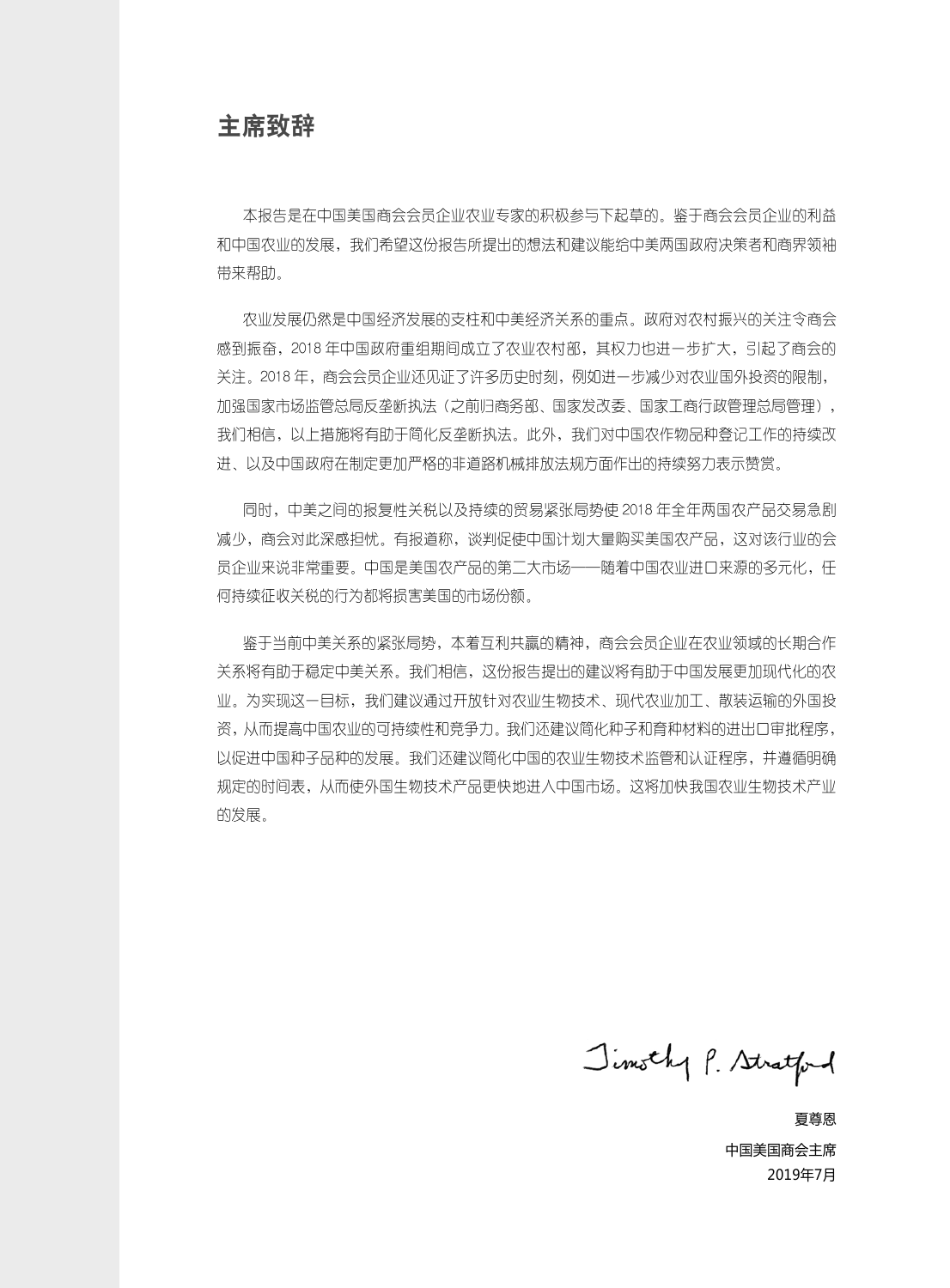## 主席致辞

本报告是在中国美国商会会员企业农业专家的积极参与下起草的。鉴于商会会员企业的利益和中国农业的发展，我们希望这份报告所提出的想法和建议能给中美两国政府决策者和商界领袖带来帮助。

农业发展仍然是中国经济发展的支柱和中美经济关系的重点。政府对农村振兴的关注令商会感到振奋，2018 年中国政府重组期间成立了农业农村部，其权力也进一步扩大，引起了商会的关注。2018 年，商会会员企业还见证了许多历史时刻，例如进一步减少对农业国外投资的限制，加强国家市场监管总局反垄断执法（之前归商务部、国家发改委、国家工商行政管理总局管理），我们相信，以上措施将有助于简化反垄断执法。此外，我们对中国农作物品种登记工作的持续改进、以及中国政府在制定更加严格的非道路机械排放法规方面作出的持续努力表示赞赏。

同时，中美之间的报复性关税以及持续的贸易紧张局势使 2018 年全年两国农产品交易急剧减少，商会对此深感担忧。有报道称，谈判促使中国计划大量购买美国农产品，这对该行业的会员企业来说非常重要。中国是美国农产品的第二大市场——随着中国农业进口来源的多元化，任何持续征收关税的行为都将损害美国的市场份额。

鉴于当前中美关系的紧张局势，本着互利共赢的精神，商会会员企业在农业领域的长期合作关系将有助于稳定中美关系。我们相信，这份报告提出的建议将有助于中国发展更加现代化的农业。为实现这一目标，我们建议通过开放针对农业生物技术、现代农业加工、散装运输的外国投资，从而提高中国农业的可持续性和竞争力。我们还建议简化种子和育种材料的进出口审批程序，以促进中国种子品种的发展。我们还建议简化中国的农业生物技术监管和认证程序，并遵循明确规定的时间表，从而使外国生物技术产品更快地进入中国市场。这将加快我国农业生物技术产业的发展。

Timothy P. Stratford

**夏尊恩**

**中国美国商会主席**

2019年7月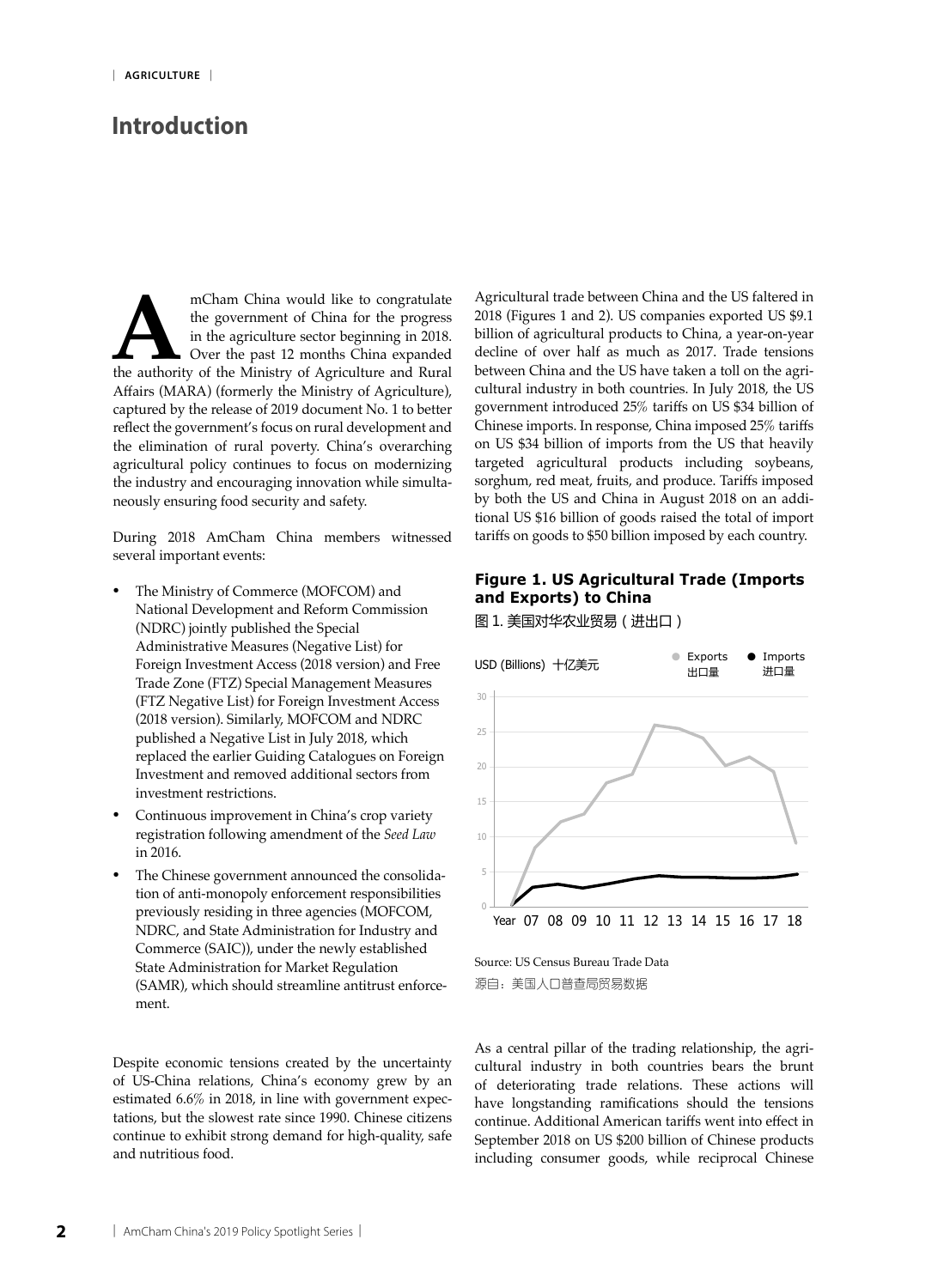# Introduction

AmCham China would like to congratulate the government of China for the progress in the agriculture sector beginning in 2018. Over the past 12 months China expanded the authority of the Ministry of Agriculture and Rural Affairs (MARA) (formerly the Ministry of Agriculture), captured by the release of 2019 document No. 1 to better reflect the government's focus on rural development and the elimination of rural poverty. China's overarching agricultural policy continues to focus on modernizing the industry and encouraging innovation while simultaneously ensuring food security and safety.

During 2018 AmCham China members witnessed several important events:

- The Ministry of Commerce (MOFCOM) and National Development and Reform Commission (NDRC) jointly published the Special Administrative Measures (Negative List) for Foreign Investment Access (2018 version) and Free Trade Zone (FTZ) Special Management Measures (FTZ Negative List) for Foreign Investment Access (2018 version). Similarly, MOFCOM and NDRC published a Negative List in July 2018, which replaced the earlier Guiding Catalogues on Foreign Investment and removed additional sectors from investment restrictions.
- Continuous improvement in China's crop variety registration following amendment of the *Seed Law* in 2016.
- The Chinese government announced the consolidation of anti-monopoly enforcement responsibilities previously residing in three agencies (MOFCOM, NDRC, and State Administration for Industry and Commerce (SAIC)), under the newly established State Administration for Market Regulation (SAMR), which should streamline antitrust enforcement.

Despite economic tensions created by the uncertainty of US-China relations, China's economy grew by an estimated 6.6% in 2018, in line with government expectations, but the slowest rate since 1990. Chinese citizens continue to exhibit strong demand for high-quality, safe and nutritious food.

Agricultural trade between China and the US faltered in 2018 (Figures 1 and 2). US companies exported US $9.1 billion of agricultural products to China, a year-on-year decline of over half as much as 2017. Trade tensions between China and the US have taken a toll on the agricultural industry in both countries. In July 2018, the US government introduced 25% tariffs on US $34 billion of Chinese imports. In response, China imposed 25% tariffs on US $34 billion of imports from the US that heavily targeted agricultural products including soybeans, sorghum, red meat, fruits, and produce. Tariffs imposed by both the US and China in August 2018 on an additional US $16 billion of goods raised the total of import tariffs on goods to $50 billion imposed by each country.

**Figure 1. US Agricultural Trade (Imports and Exports) to China**

图 1. 美国对华农业贸易（进出口）

Source: US Census Bureau Trade Data

源自：美国人口普查局贸易数据

As a central pillar of the trading relationship, the agricultural industry in both countries bears the brunt of deteriorating trade relations. These actions will have longstanding ramifications should the tensions continue. Additional American tariffs went into effect in September 2018 on US $200 billion of Chinese products including consumer goods, while reciprocal Chinese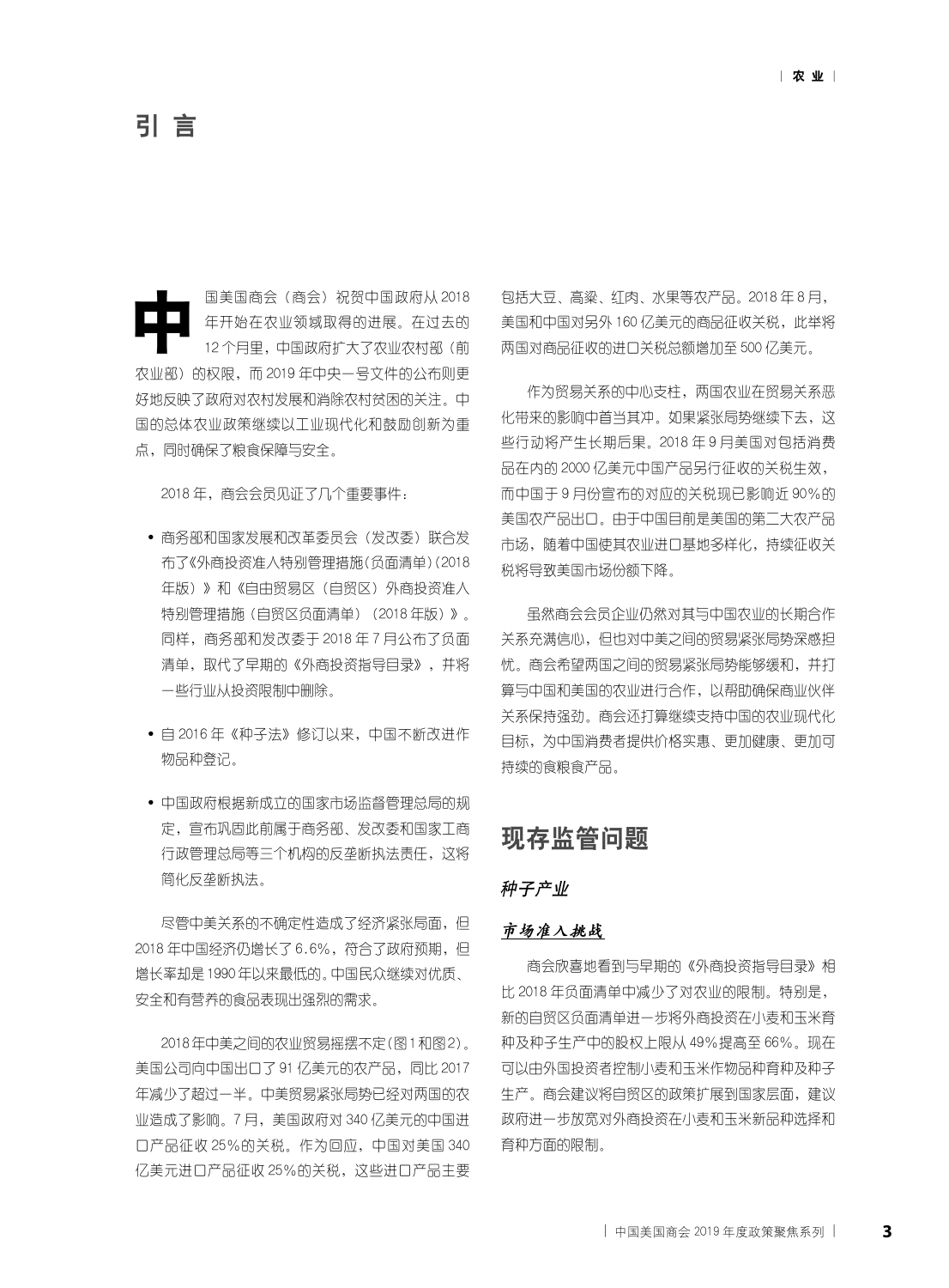# 引 言

中国美国商会（商会）祝贺中国政府从 2018 年开始在农业领域取得的进展。在过去的 12 个月里，中国政府扩大了农业农村部（前农业部）的权限，而 2019 年中央一号文件的公布则更好地反映了政府对农村发展和消除农村贫困的关注。中国的总体农业政策继续以工业现代化和鼓励创新为重点，同时确保了粮食保障与安全。

2018 年，商会会员见证了几个重要事件：

- 商务部和国家发展和改革委员会（发改委）联合发布了《外商投资准入特别管理措施（负面清单）（2018 年版）》和《自由贸易区（自贸区）外商投资准入特别管理措施（自贸区负面清单）（2018 年版）》。同样，商务部和发改委于 2018 年 7 月公布了负面清单，取代了早期的《外商投资指导目录》，并将一些行业从投资限制中删除。
- 自 2016 年《种子法》修订以来，中国不断改进作物品种登记。
- 中国政府根据新成立的国家市场监督管理总局的规定，宣布巩固此前属于商务部、发改委和国家工商行政管理总局等三个机构的反垄断执法责任，这将简化反垄断执法。

尽管中美关系的不确定性造成了经济紧张局面，但 2018 年中国经济仍增长了 6.6%，符合了政府预期，但增长率却是 1990 年以来最低的。中国民众继续对优质、安全和有营养的食品表现出强烈的需求。

2018 年中美之间的农业贸易摇摆不定（图 1 和图 2）。美国公司向中国出口了 91 亿美元的农产品，同比 2017 年减少了超过一半。中美贸易紧张局势已经对两国的农业造成了影响。7 月，美国政府对 340 亿美元的中国进口产品征收 25% 的关税。作为回应，中国对美国 340 亿美元进口产品征收 25% 的关税，这些进口产品主要包括大豆、高粱、红肉、水果等农产品。2018 年 8 月，美国和中国对另外 160 亿美元的商品征收关税，此举将两国对商品征收的进口关税总额增加至 500 亿美元。

作为贸易关系的中心支柱，两国农业在贸易关系恶化带来的影响中首当其冲。如果紧张局势继续下去，这些行动将产生长期后果。2018 年 9 月美国对包括消费品在内的 2000 亿美元中国产品另行征收的关税生效，而中国于 9 月份宣布的对应的关税现已影响近 90% 的美国农产品出口。由于中国目前是美国的第二大农产品市场，随着中国使其农业进口基地多样化，持续征收关税将导致美国市场份额下降。

虽然商会会员企业仍然对其与中国农业的长期合作关系充满信心，但也对中美之间的贸易紧张局势深感担忧。商会希望两国之间的贸易紧张局势能够缓和，并打算与中国和美国的农业进行合作，以帮助确保商业伙伴关系保持强劲。商会还打算继续支持中国的农业现代化目标，为中国消费者提供价格实惠、更加健康、更加可持续的食粮食产品。

## 现存监管问题

### *种子产业*

#### ***市场准入挑战***

商会欣喜地看到与早期的《外商投资指导目录》相比 2018 年负面清单中减少了对农业的限制。特别是，新的自贸区负面清单进一步将外商投资在小麦和玉米育种及种子生产中的股权上限从 49% 提高至 66%。现在可以由外国投资者控制小麦和玉米作物品种育种及种子生产。商会建议将自贸区的政策扩展到国家层面，建议政府进一步放宽对外商投资在小麦和玉米新品种选择和育种方面的限制。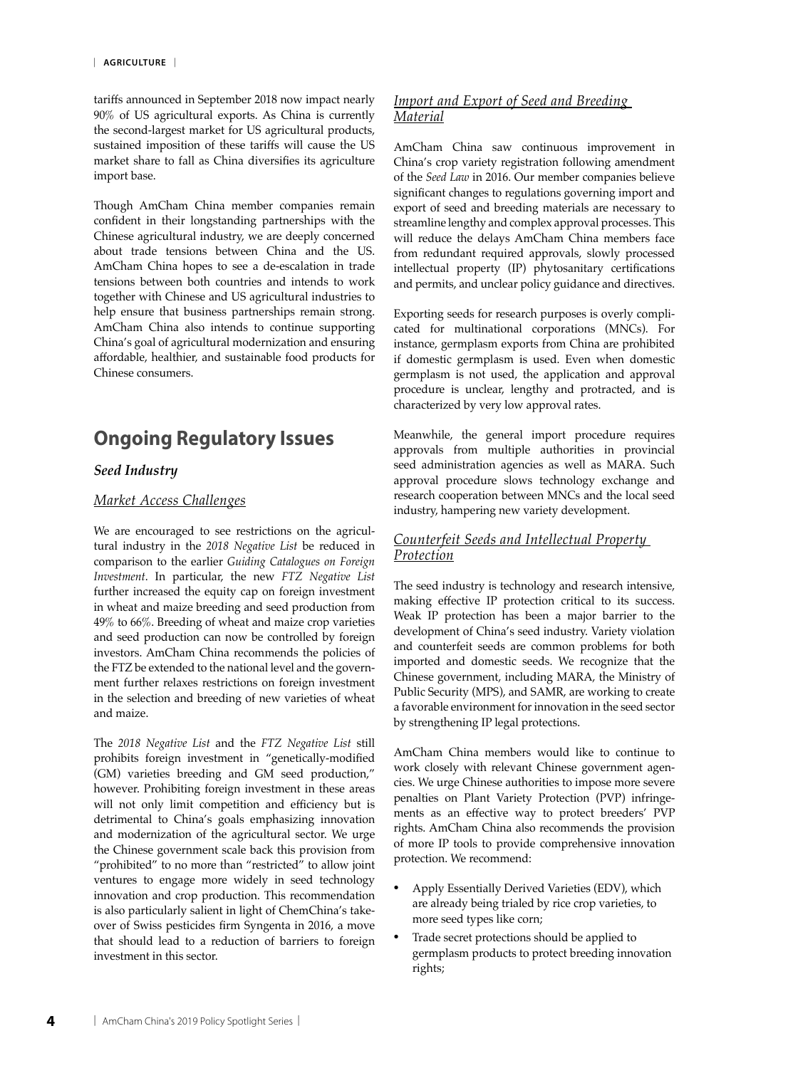tariffs announced in September 2018 now impact nearly 90% of US agricultural exports. As China is currently the second-largest market for US agricultural products, sustained imposition of these tariffs will cause the US market share to fall as China diversifies its agriculture import base.

Though AmCham China member companies remain confident in their longstanding partnerships with the Chinese agricultural industry, we are deeply concerned about trade tensions between China and the US. AmCham China hopes to see a de-escalation in trade tensions between both countries and intends to work together with Chinese and US agricultural industries to help ensure that business partnerships remain strong. AmCham China also intends to continue supporting China's goal of agricultural modernization and ensuring affordable, healthier, and sustainable food products for Chinese consumers.

## Ongoing Regulatory Issues

### *Seed Industry*

#### *Market Access Challenges*

We are encouraged to see restrictions on the agricultural industry in the *2018 Negative List* be reduced in comparison to the earlier *Guiding Catalogues on Foreign Investment*. In particular, the new *FTZ Negative List* further increased the equity cap on foreign investment in wheat and maize breeding and seed production from 49% to 66%. Breeding of wheat and maize crop varieties and seed production can now be controlled by foreign investors. AmCham China recommends the policies of the FTZ be extended to the national level and the government further relaxes restrictions on foreign investment in the selection and breeding of new varieties of wheat and maize.

The *2018 Negative List* and the *FTZ Negative List* still prohibits foreign investment in "genetically-modified (GM) varieties breeding and GM seed production," however. Prohibiting foreign investment in these areas will not only limit competition and efficiency but is detrimental to China's goals emphasizing innovation and modernization of the agricultural sector. We urge the Chinese government scale back this provision from "prohibited" to no more than "restricted" to allow joint ventures to engage more widely in seed technology innovation and crop production. This recommendation is also particularly salient in light of ChemChina's takeover of Swiss pesticides firm Syngenta in 2016, a move that should lead to a reduction of barriers to foreign investment in this sector.

#### *Import and Export of Seed and Breeding Material*

AmCham China saw continuous improvement in China's crop variety registration following amendment of the *Seed Law* in 2016. Our member companies believe significant changes to regulations governing import and export of seed and breeding materials are necessary to streamline lengthy and complex approval processes. This will reduce the delays AmCham China members face from redundant required approvals, slowly processed intellectual property (IP) phytosanitary certifications and permits, and unclear policy guidance and directives.

Exporting seeds for research purposes is overly complicated for multinational corporations (MNCs). For instance, germplasm exports from China are prohibited if domestic germplasm is used. Even when domestic germplasm is not used, the application and approval procedure is unclear, lengthy and protracted, and is characterized by very low approval rates.

Meanwhile, the general import procedure requires approvals from multiple authorities in provincial seed administration agencies as well as MARA. Such approval procedure slows technology exchange and research cooperation between MNCs and the local seed industry, hampering new variety development.

#### *Counterfeit Seeds and Intellectual Property Protection*

The seed industry is technology and research intensive, making effective IP protection critical to its success. Weak IP protection has been a major barrier to the development of China's seed industry. Variety violation and counterfeit seeds are common problems for both imported and domestic seeds. We recognize that the Chinese government, including MARA, the Ministry of Public Security (MPS), and SAMR, are working to create a favorable environment for innovation in the seed sector by strengthening IP legal protections.

AmCham China members would like to continue to work closely with relevant Chinese government agencies. We urge Chinese authorities to impose more severe penalties on Plant Variety Protection (PVP) infringements as an effective way to protect breeders' PVP rights. AmCham China also recommends the provision of more IP tools to provide comprehensive innovation protection. We recommend:

- Apply Essentially Derived Varieties (EDV), which are already being trialed by rice crop varieties, to more seed types like corn;
- Trade secret protections should be applied to germplasm products to protect breeding innovation rights;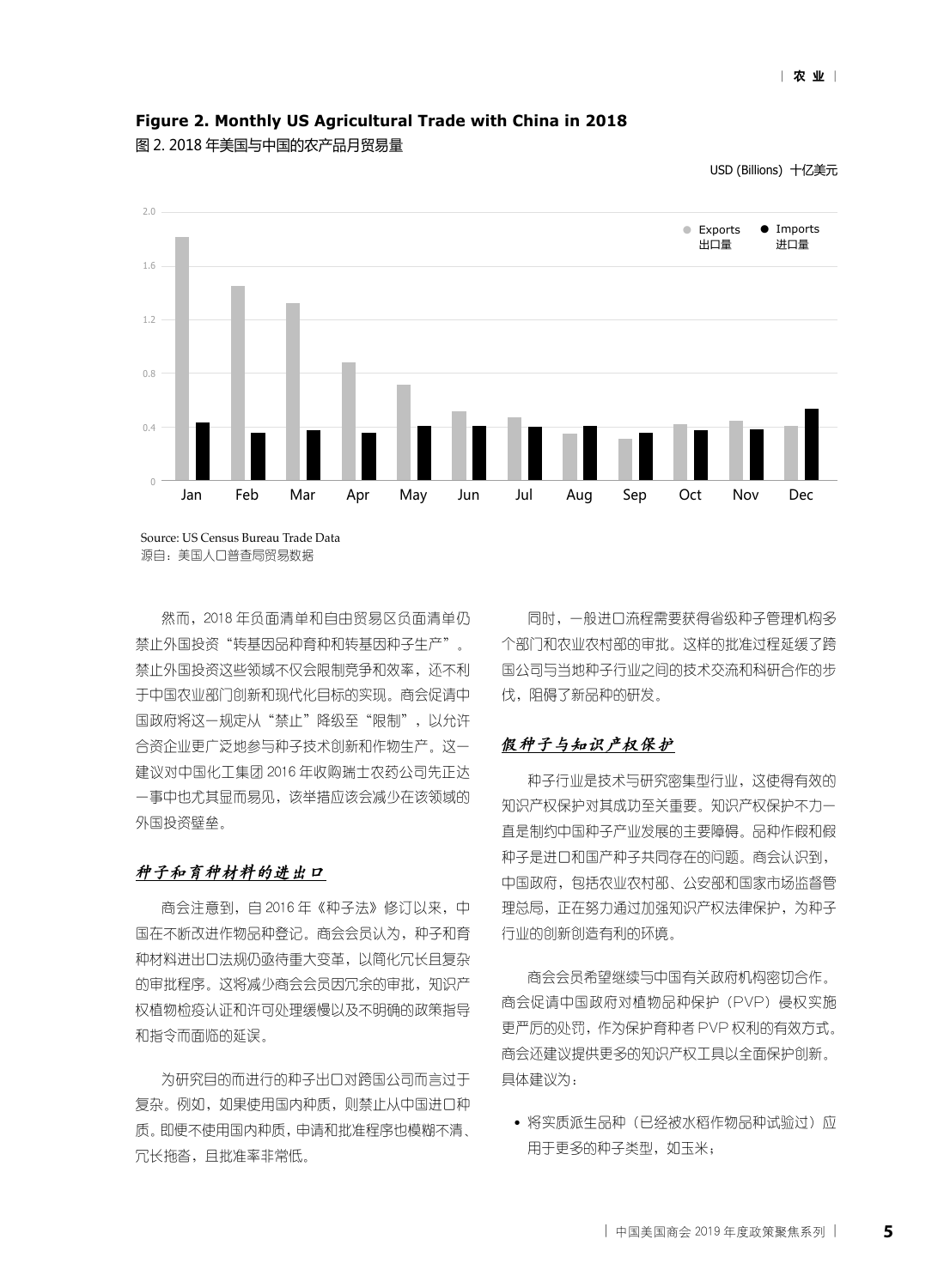**Figure 2. Monthly US Agricultural Trade with China in 2018**

图 2. 2018 年美国与中国的农产品月贸易量

USD (Billions) 十亿美元

Source: US Census Bureau Trade Data

源自：美国人口普查局贸易数据

然而，2018 年负面清单和自由贸易区负面清单仍禁止外国投资“转基因品种育种和转基因种子生产”。禁止外国投资这些领域不仅会限制竞争和效率，还不利于中国农业部门创新和现代化目标的实现。商会促请中国政府将这一规定从“禁止”降级至“限制”，以允许合资企业更广泛地参与种子技术创新和作物生产。这一建议对中国化工集团 2016 年收购瑞士农药公司先正达一事中也尤其显而易见，该举措应该会减少在该领域的外国投资壁垒。

## 种子和育种材料的进出口

商会注意到，自 2016 年《种子法》修订以来，中国在不断改进作物品种登记。商会会员认为，种子和育种材料进出口法规仍亟待重大变革，以简化冗长且复杂的审批程序。这将减少商会会员因冗余的审批，知识产权植物检疫认证和许可处理缓慢以及不明确的政策指导和指令而面临的延误。

为研究目的而进行的种子出口对跨国公司而言过于复杂。例如，如果使用国内种质，则禁止从中国进口种质。即便不使用国内种质，申请和批准程序也模糊不清、冗长拖沓，且批准率非常低。

同时，一般进口流程需要获得省级种子管理机构多个部门和农业农村部的审批。这样的批准过程延缓了跨国公司与当地种子行业之间的技术交流和科研合作的步伐，阻碍了新品种的研发。

## 假种子与知识产权保护

种子行业是技术与研究密集型行业，这使得有效的知识产权保护对其成功至关重要。知识产权保护不力一直是制约中国种子产业发展的主要障碍。品种作假和假种子是进口和国产种子共同存在的问题。商会认识到，中国政府，包括农业农村部、公安部和国家市场监督管理总局，正在努力通过加强知识产权法律保护，为种子行业的创新创造有利的环境。

商会会员希望继续与中国有关政府机构密切合作。商会促请中国政府对植物品种保护（PVP）侵权实施更严厉的处罚，作为保护育种者 PVP 权利的有效方式。商会还建议提供更多的知识产权工具以全面保护创新。具体建议为：

- 将实质派生品种（已经被水稻作物品种试验过）应用于更多的种子类型，如玉米；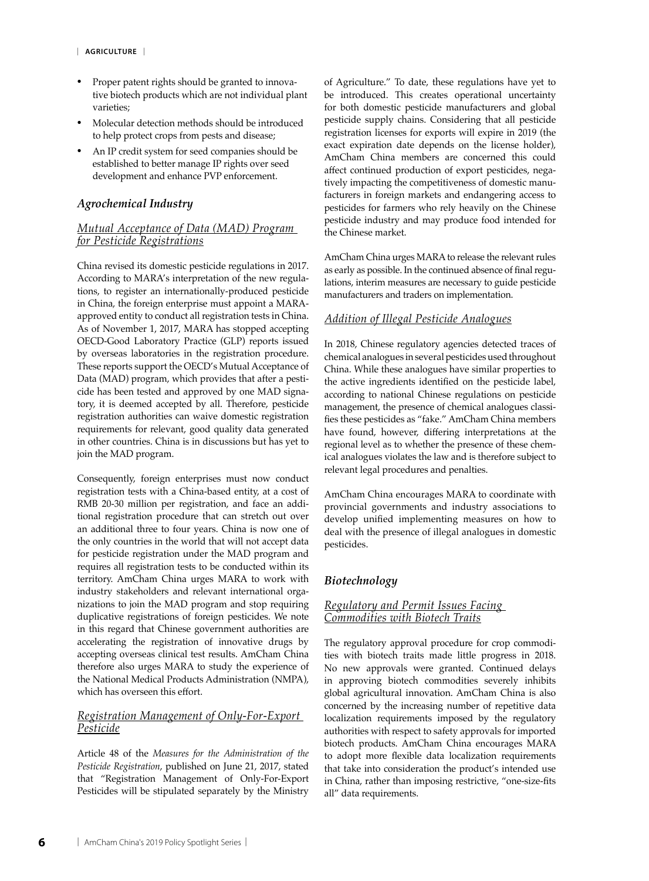- Proper patent rights should be granted to innovative biotech products which are not individual plant varieties;
- Molecular detection methods should be introduced to help protect crops from pests and disease;
- An IP credit system for seed companies should be established to better manage IP rights over seed development and enhance PVP enforcement.

### *Agrochemical Industry*

#### *Mutual Acceptance of Data (MAD) Program for Pesticide Registrations*

China revised its domestic pesticide regulations in 2017. According to MARA's interpretation of the new regulations, to register an internationally-produced pesticide in China, the foreign enterprise must appoint a MARA-approved entity to conduct all registration tests in China. As of November 1, 2017, MARA has stopped accepting OECD-Good Laboratory Practice (GLP) reports issued by overseas laboratories in the registration procedure. These reports support the OECD's Mutual Acceptance of Data (MAD) program, which provides that after a pesticide has been tested and approved by one MAD signatory, it is deemed accepted by all. Therefore, pesticide registration authorities can waive domestic registration requirements for relevant, good quality data generated in other countries. China is in discussions but has yet to join the MAD program.

Consequently, foreign enterprises must now conduct registration tests with a China-based entity, at a cost of RMB 20-30 million per registration, and face an additional registration procedure that can stretch out over an additional three to four years. China is now one of the only countries in the world that will not accept data for pesticide registration under the MAD program and requires all registration tests to be conducted within its territory. AmCham China urges MARA to work with industry stakeholders and relevant international organizations to join the MAD program and stop requiring duplicative registrations of foreign pesticides. We note in this regard that Chinese government authorities are accelerating the registration of innovative drugs by accepting overseas clinical test results. AmCham China therefore also urges MARA to study the experience of the National Medical Products Administration (NMPA), which has overseen this effort.

#### *Registration Management of Only-For-Export Pesticide*

Article 48 of the *Measures for the Administration of the Pesticide Registration*, published on June 21, 2017, stated that "Registration Management of Only-For-Export Pesticides will be stipulated separately by the Ministry of Agriculture." To date, these regulations have yet to be introduced. This creates operational uncertainty for both domestic pesticide manufacturers and global pesticide supply chains. Considering that all pesticide registration licenses for exports will expire in 2019 (the exact expiration date depends on the license holder), AmCham China members are concerned this could affect continued production of export pesticides, negatively impacting the competitiveness of domestic manufacturers in foreign markets and endangering access to pesticides for farmers who rely heavily on the Chinese pesticide industry and may produce food intended for the Chinese market.

AmCham China urges MARA to release the relevant rules as early as possible. In the continued absence of final regulations, interim measures are necessary to guide pesticide manufacturers and traders on implementation.

#### *Addition of Illegal Pesticide Analogues*

In 2018, Chinese regulatory agencies detected traces of chemical analogues in several pesticides used throughout China. While these analogues have similar properties to the active ingredients identified on the pesticide label, according to national Chinese regulations on pesticide management, the presence of chemical analogues classifies these pesticides as "fake." AmCham China members have found, however, differing interpretations at the regional level as to whether the presence of these chemical analogues violates the law and is therefore subject to relevant legal procedures and penalties.

AmCham China encourages MARA to coordinate with provincial governments and industry associations to develop unified implementing measures on how to deal with the presence of illegal analogues in domestic pesticides.

### *Biotechnology*

#### *Regulatory and Permit Issues Facing Commodities with Biotech Traits*

The regulatory approval procedure for crop commodities with biotech traits made little progress in 2018. No new approvals were granted. Continued delays in approving biotech commodities severely inhibits global agricultural innovation. AmCham China is also concerned by the increasing number of repetitive data localization requirements imposed by the regulatory authorities with respect to safety approvals for imported biotech products. AmCham China encourages MARA to adopt more flexible data localization requirements that take into consideration the product's intended use in China, rather than imposing restrictive, "one-size-fits all" data requirements.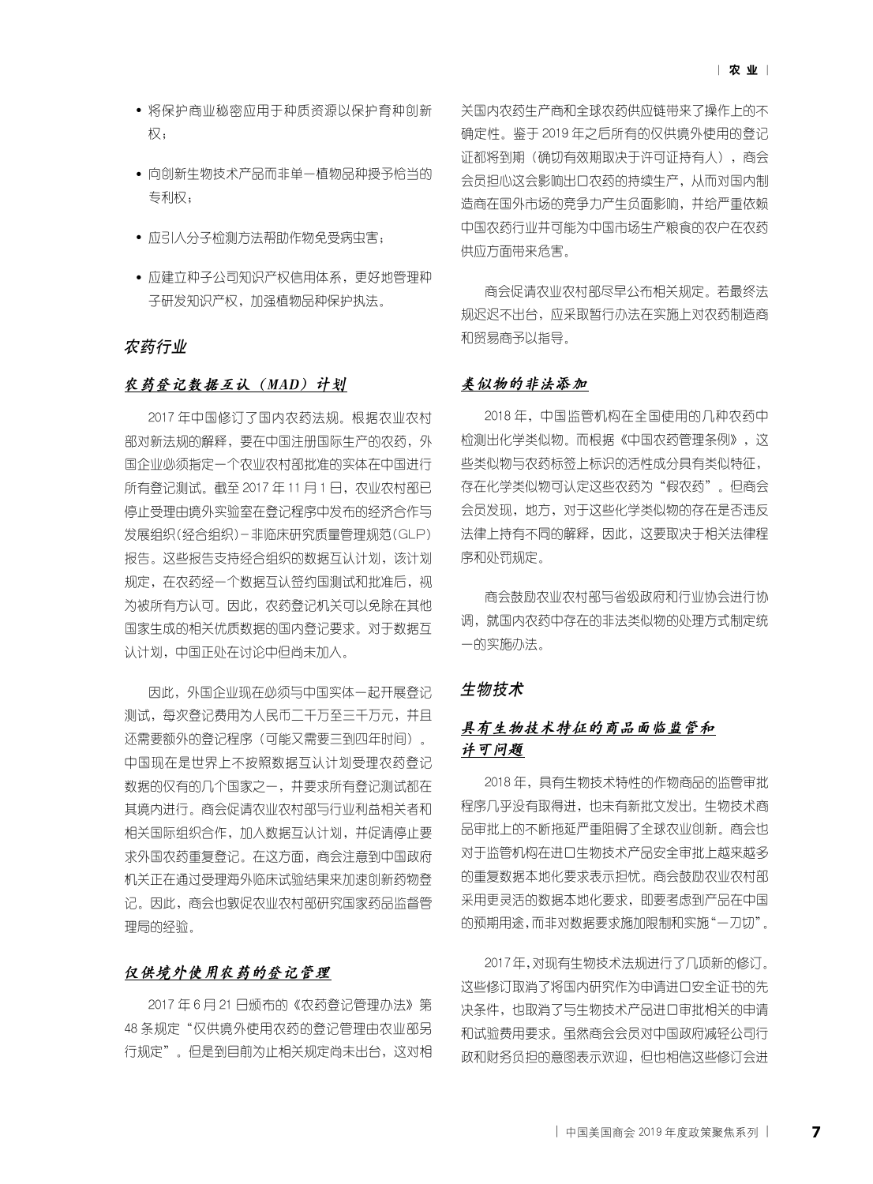- 将保护商业秘密应用于种质资源以保护育种创新权；
- 向创新生物技术产品而非单一植物品种授予恰当的专利权；
- 应引入分子检测方法帮助作物免受病虫害；
- 应建立种子公司知识产权信用体系，更好地管理种子研发知识产权，加强植物品种保护执法。

## 农药行业

### 农药登记数据互认（MAD）计划

2017 年中国修订了国内农药法规。根据农业农村部对新法规的解释，要在中国注册国际生产的农药，外国企业必须指定一个农业农村部批准的实体在中国进行所有登记测试。截至 2017 年 11 月 1 日，农业农村部已停止受理由境外实验室在登记程序中发布的经济合作与发展组织（经合组织）－非临床研究质量管理规范（GLP）报告。这些报告支持经合组织的数据互认计划，该计划规定，在农药经一个数据互认签约国测试和批准后，视为被所有方认可。因此，农药登记机关可以免除在其他国家生成的相关优质数据的国内登记要求。对于数据互认计划，中国正处在讨论中但尚未加入。

因此，外国企业现在必须与中国实体一起开展登记测试，每次登记费用为人民币二千万至三千万元，并且还需要额外的登记程序（可能又需要三到四年时间）。中国现在是世界上不按照数据互认计划受理农药登记数据的仅有的几个国家之一，并要求所有登记测试都在其境内进行。商会促请农业农村部与行业利益相关者和相关国际组织合作，加入数据互认计划，并促请停止要求外国农药重复登记。在这方面，商会注意到中国政府机关正在通过受理海外临床试验结果来加速创新药物登记。因此，商会也敦促农业农村部研究国家药品监督管理局的经验。

### 仅供境外使用农药的登记管理

2017 年 6 月 21 日颁布的《农药登记管理办法》第 48 条规定“仅供境外使用农药的登记管理由农业部另行规定”。但是到目前为止相关规定尚未出台，这对相关国内农药生产商和全球农药供应链带来了操作上的不确定性。鉴于 2019 年之后所有的仅供境外使用的登记证都将到期（确切有效期取决于许可证持有人），商会会员担心这会影响出口农药的持续生产，从而对国内制造商在国外市场的竞争力产生负面影响，并给严重依赖中国农药行业并可能为中国市场生产粮食的农户在农药供应方面带来危害。

商会促请农业农村部尽早公布相关规定。若最终法规迟迟不出台，应采取暂行办法在实施上对农药制造商和贸易商予以指导。

### 类似物的非法添加

2018 年，中国监管机构在全国使用的几种农药中检测出化学类似物。而根据《中国农药管理条例》，这些类似物与农药标签上标识的活性成分具有类似特征，存在化学类似物可认定这些农药为“假农药”。但商会会员发现，地方，对于这些化学类似物的存在是否违反法律上持有不同的解释，因此，这要取决于相关法律程序和处罚规定。

商会鼓励农业农村部与省级政府和行业协会进行协调，就国内农药中存在的非法类似物的处理方式制定统一的实施办法。

## 生物技术

### 具有生物技术特征的商品面临监管和许可问题

2018 年，具有生物技术特性的作物商品的监管审批程序几乎没有取得进展，也未有新批文发出。生物技术商品审批上的不断拖延严重阻碍了全球农业创新。商会也对于监管机构在进口生物技术产品安全审批上越来越多的重复数据本地化要求表示担忧。商会鼓励农业农村部采用更灵活的数据本地化要求，即要考虑到产品在中国的预期用途，而非对数据要求施加限制和实施“一刀切”。

2017 年，对现有生物技术法规进行了几项新的修订。这些修订取消了将国内研究作为申请进口安全证书的先决条件，也取消了与生物技术产品进口审批相关的申请和试验费用要求。虽然商会会员对中国政府减轻公司行政和财务负担的意图表示欢迎，但也相信这些修订会进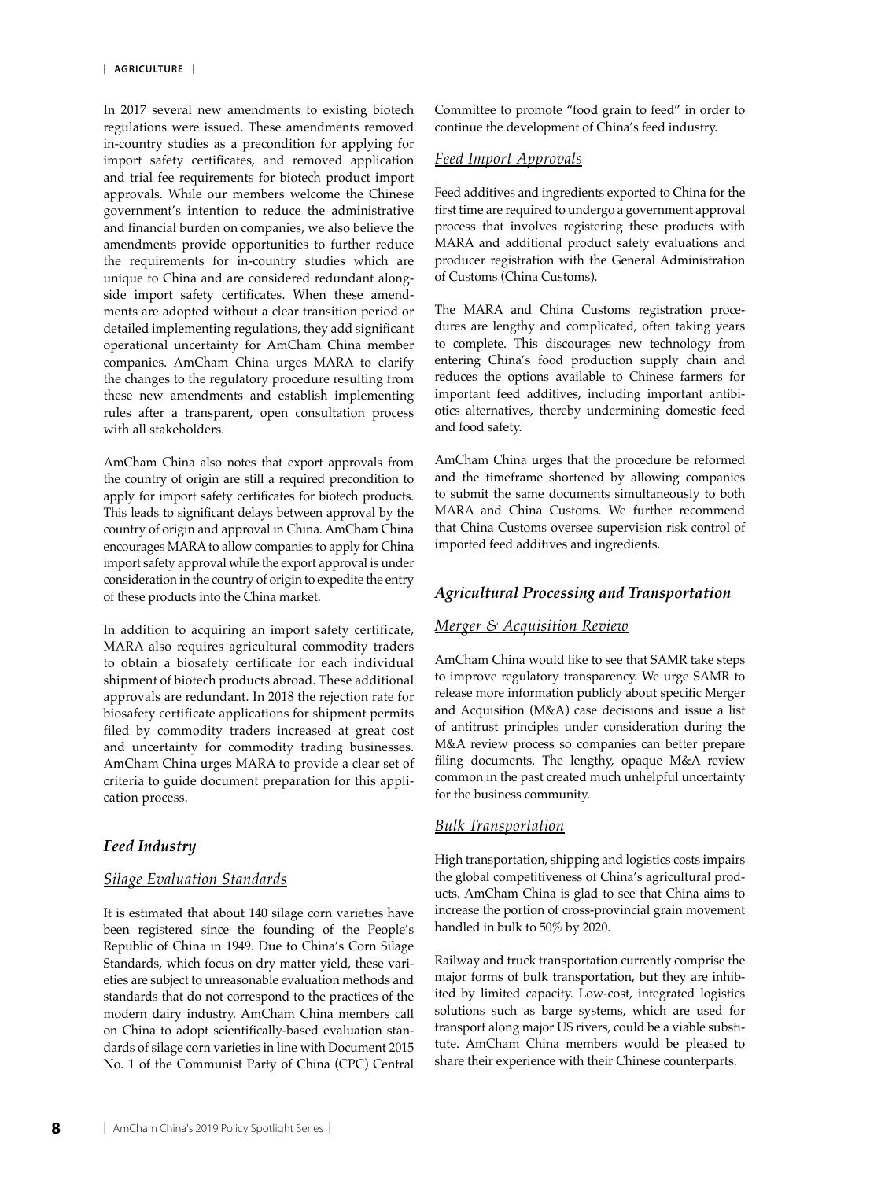In 2017 several new amendments to existing biotech regulations were issued. These amendments removed in-country studies as a precondition for applying for import safety certificates, and removed application and trial fee requirements for biotech product import approvals. While our members welcome the Chinese government's intention to reduce the administrative and financial burden on companies, we also believe the amendments provide opportunities to further reduce the requirements for in-country studies which are unique to China and are considered redundant alongside import safety certificates. When these amendments are adopted without a clear transition period or detailed implementing regulations, they add significant operational uncertainty for AmCham China member companies. AmCham China urges MARA to clarify the changes to the regulatory procedure resulting from these new amendments and establish implementing rules after a transparent, open consultation process with all stakeholders.

AmCham China also notes that export approvals from the country of origin are still a required precondition to apply for import safety certificates for biotech products. This leads to significant delays between approval by the country of origin and approval in China. AmCham China encourages MARA to allow companies to apply for China import safety approval while the export approval is under consideration in the country of origin to expedite the entry of these products into the China market.

In addition to acquiring an import safety certificate, MARA also requires agricultural commodity traders to obtain a biosafety certificate for each individual shipment of biotech products abroad. These additional approvals are redundant. In 2018 the rejection rate for biosafety certificate applications for shipment permits filed by commodity traders increased at great cost and uncertainty for commodity trading businesses. AmCham China urges MARA to provide a clear set of criteria to guide document preparation for this application process.

### *Feed Industry*

#### *Silage Evaluation Standards*

It is estimated that about 140 silage corn varieties have been registered since the founding of the People's Republic of China in 1949. Due to China's Corn Silage Standards, which focus on dry matter yield, these varieties are subject to unreasonable evaluation methods and standards that do not correspond to the practices of the modern dairy industry. AmCham China members call on China to adopt scientifically-based evaluation standards of silage corn varieties in line with Document 2015 No. 1 of the Communist Party of China (CPC) Central Committee to promote "food grain to feed" in order to continue the development of China's feed industry.

#### *Feed Import Approvals*

Feed additives and ingredients exported to China for the first time are required to undergo a government approval process that involves registering these products with MARA and additional product safety evaluations and producer registration with the General Administration of Customs (China Customs).

The MARA and China Customs registration procedures are lengthy and complicated, often taking years to complete. This discourages new technology from entering China's food production supply chain and reduces the options available to Chinese farmers for important feed additives, including important antibiotics alternatives, thereby undermining domestic feed and food safety.

AmCham China urges that the procedure be reformed and the timeframe shortened by allowing companies to submit the same documents simultaneously to both MARA and China Customs. We further recommend that China Customs oversee supervision risk control of imported feed additives and ingredients.

### *Agricultural Processing and Transportation*

#### *Merger & Acquisition Review*

AmCham China would like to see that SAMR take steps to improve regulatory transparency. We urge SAMR to release more information publicly about specific Merger and Acquisition (M&A) case decisions and issue a list of antitrust principles under consideration during the M&A review process so companies can better prepare filing documents. The lengthy, opaque M&A review common in the past created much unhelpful uncertainty for the business community.

#### *Bulk Transportation*

High transportation, shipping and logistics costs impairs the global competitiveness of China's agricultural products. AmCham China is glad to see that China aims to increase the portion of cross-provincial grain movement handled in bulk to 50% by 2020.

Railway and truck transportation currently comprise the major forms of bulk transportation, but they are inhibited by limited capacity. Low-cost, integrated logistics solutions such as barge systems, which are used for transport along major US rivers, could be a viable substitute. AmCham China members would be pleased to share their experience with their Chinese counterparts.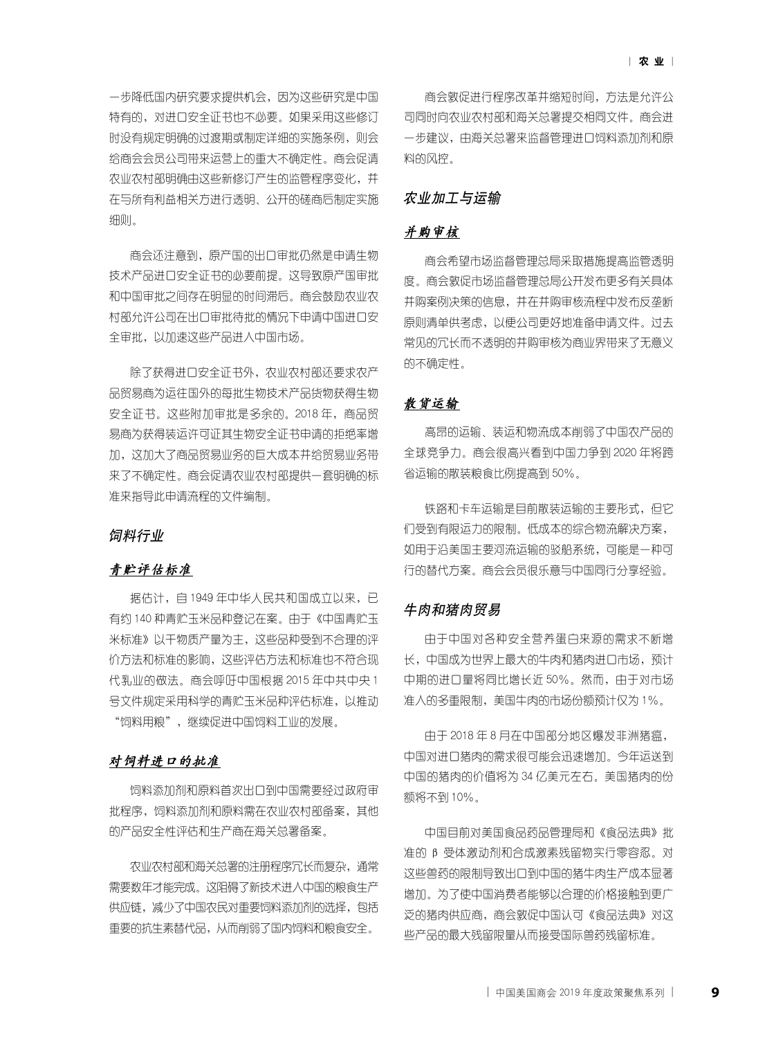一步降低国内研究要求提供机会，因为这些研究是中国特有的，对进口安全证书也不必要。如果采用这些修订时没有规定明确的过渡期或制定详细的实施条例，则会给商会会员公司带来运营上的重大不确定性。商会促请农业农村部明确由这些新修订产生的监管程序变化，并在与所有利益相关方进行透明、公开的磋商后制定实施细则。

商会还注意到，原产国的出口审批仍然是申请生物技术产品进口安全证书的必要前提。这导致原产国审批和中国审批之间存在明显的时间滞后。商会鼓励农业农村部允许公司在出口审批待批的情况下申请中国进口安全审批，以加速这些产品进入中国市场。

除了获得进口安全证书外，农业农村部还要求农产品贸易商为运往国外的每批生物技术产品货物获得生物安全证书。这些附加审批是多余的。2018 年，商品贸易商为获得装运许可证其生物安全证书申请的拒绝率增加，这加大了商品贸易业务的巨大成本并给贸易业务带来了不确定性。商会促请农业农村部提供一套明确的标准来指导此申请流程的文件编制。

## 饲料行业

### 青贮评估标准

据估计，自 1949 年中华人民共和国成立以来，已有约 140 种青贮玉米品种登记在案。由于《中国青贮玉米标准》以干物质产量为主，这些品种受到不合理的评价方法和标准的影响，这些评估方法和标准也不符合现代乳业的做法。商会呼吁中国根据 2015 年中共中央 1 号文件规定采用科学的青贮玉米品种评估标准，以推动"饲料用粮"，继续促进中国饲料工业的发展。

### 对饲料进口的批准

饲料添加剂和原料首次出口到中国需要经过政府审批程序，饲料添加剂和原料需在农业农村部备案，其他的产品安全性评估和生产商在海关总署备案。

农业农村部和海关总署的注册程序冗长而复杂，通常需要数年才能完成。这阻碍了新技术进入中国的粮食生产供应链，减少了中国农民对重要饲料添加剂的选择，包括重要的抗生素替代品，从而削弱了国内饲料和粮食安全。

商会敦促进行程序改革并缩短时间，方法是允许公司同时向农业农村部和海关总署提交相同文件。商会进一步建议，由海关总署来监督管理进口饲料添加剂和原料的风控。

## 农业加工与运输

### 并购审核

商会希望市场监督管理总局采取措施提高监管透明度。商会敦促市场监督管理总局公开发布更多有关具体并购案例决策的信息，并在并购审核流程中发布反垄断原则清单供考虑，以便公司更好地准备申请文件。过去常见的冗长而不透明的并购审核为商业界带来了无意义的不确定性。

### 散货运输

高昂的运输、装运和物流成本削弱了中国农产品的全球竞争力。商会很高兴看到中国力争到 2020 年将跨省运输的散装粮食比例提高到 50%。

铁路和卡车运输是目前散装运输的主要形式，但它们受到有限运力的限制。低成本的综合物流解决方案，如用于沿美国主要河流运输的驳船系统，可能是一种可行的替代方案。商会会员很乐意与中国同行分享经验。

## 牛肉和猪肉贸易

由于中国对各种安全营养蛋白来源的需求不断增长，中国成为世界上最大的牛肉和猪肉进口市场，预计中期的进口量将同比增长近 50%。然而，由于对市场准入的多重限制，美国牛肉的市场份额预计仅为 1%。

由于 2018 年 8 月在中国部分地区爆发非洲猪瘟，中国对进口猪肉的需求很可能会迅速增加。今年运送到中国的猪肉的价值将为 34 亿美元左右。美国猪肉的份额将不到 10%。

中国目前对美国食品药品管理局和《食品法典》批准的 β 受体激动剂和合成激素残留物实行零容忍。对这些兽药的限制导致出口到中国的猪牛肉生产成本显著增加。为了使中国消费者能够以合理的价格接触到更广泛的猪肉供应商，商会敦促中国认可《食品法典》对这些产品的最大残留限量从而接受国际兽药残留标准。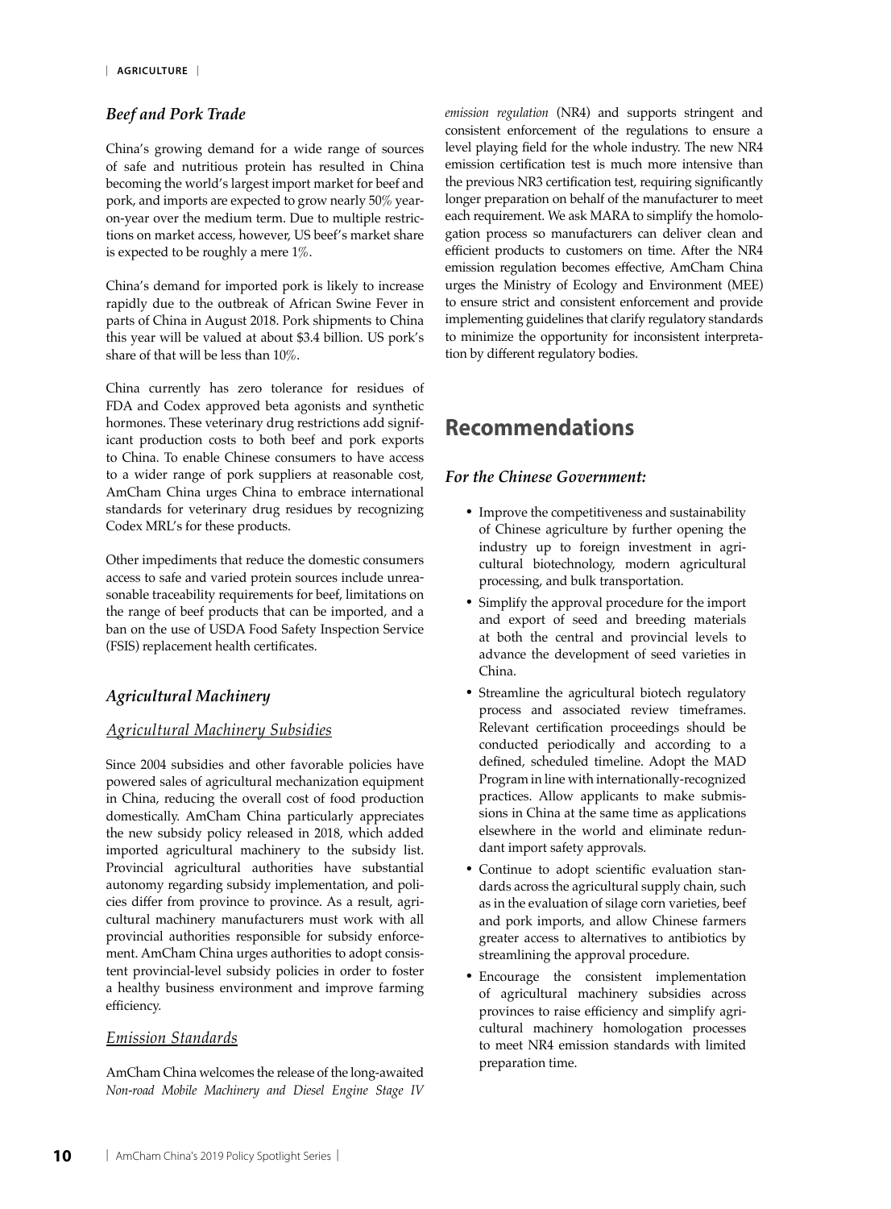### *Beef and Pork Trade*

China's growing demand for a wide range of sources of safe and nutritious protein has resulted in China becoming the world's largest import market for beef and pork, and imports are expected to grow nearly 50% year-on-year over the medium term. Due to multiple restrictions on market access, however, US beef's market share is expected to be roughly a mere 1%.

China's demand for imported pork is likely to increase rapidly due to the outbreak of African Swine Fever in parts of China in August 2018. Pork shipments to China this year will be valued at about $3.4 billion. US pork's share of that will be less than 10%.

China currently has zero tolerance for residues of FDA and Codex approved beta agonists and synthetic hormones. These veterinary drug restrictions add significant production costs to both beef and pork exports to China. To enable Chinese consumers to have access to a wider range of pork suppliers at reasonable cost, AmCham China urges China to embrace international standards for veterinary drug residues by recognizing Codex MRL's for these products.

Other impediments that reduce the domestic consumers access to safe and varied protein sources include unreasonable traceability requirements for beef, limitations on the range of beef products that can be imported, and a ban on the use of USDA Food Safety Inspection Service (FSIS) replacement health certificates.

### *Agricultural Machinery*

#### *Agricultural Machinery Subsidies*

Since 2004 subsidies and other favorable policies have powered sales of agricultural mechanization equipment in China, reducing the overall cost of food production domestically. AmCham China particularly appreciates the new subsidy policy released in 2018, which added imported agricultural machinery to the subsidy list. Provincial agricultural authorities have substantial autonomy regarding subsidy implementation, and policies differ from province to province. As a result, agricultural machinery manufacturers must work with all provincial authorities responsible for subsidy enforcement. AmCham China urges authorities to adopt consistent provincial-level subsidy policies in order to foster a healthy business environment and improve farming efficiency.

#### *Emission Standards*

AmCham China welcomes the release of the long-awaited *Non-road Mobile Machinery and Diesel Engine Stage IV emission regulation* (NR4) and supports stringent and consistent enforcement of the regulations to ensure a level playing field for the whole industry. The new NR4 emission certification test is much more intensive than the previous NR3 certification test, requiring significantly longer preparation on behalf of the manufacturer to meet each requirement. We ask MARA to simplify the homologation process so manufacturers can deliver clean and efficient products to customers on time. After the NR4 emission regulation becomes effective, AmCham China urges the Ministry of Ecology and Environment (MEE) to ensure strict and consistent enforcement and provide implementing guidelines that clarify regulatory standards to minimize the opportunity for inconsistent interpretation by different regulatory bodies.

## Recommendations

### *For the Chinese Government:*

- Improve the competitiveness and sustainability of Chinese agriculture by further opening the industry up to foreign investment in agricultural biotechnology, modern agricultural processing, and bulk transportation.
- Simplify the approval procedure for the import and export of seed and breeding materials at both the central and provincial levels to advance the development of seed varieties in China.
- Streamline the agricultural biotech regulatory process and associated review timeframes. Relevant certification proceedings should be conducted periodically and according to a defined, scheduled timeline. Adopt the MAD Program in line with internationally-recognized practices. Allow applicants to make submissions in China at the same time as applications elsewhere in the world and eliminate redundant import safety approvals.
- Continue to adopt scientific evaluation standards across the agricultural supply chain, such as in the evaluation of silage corn varieties, beef and pork imports, and allow Chinese farmers greater access to alternatives to antibiotics by streamlining the approval procedure.
- Encourage the consistent implementation of agricultural machinery subsidies across provinces to raise efficiency and simplify agricultural machinery homologation processes to meet NR4 emission standards with limited preparation time.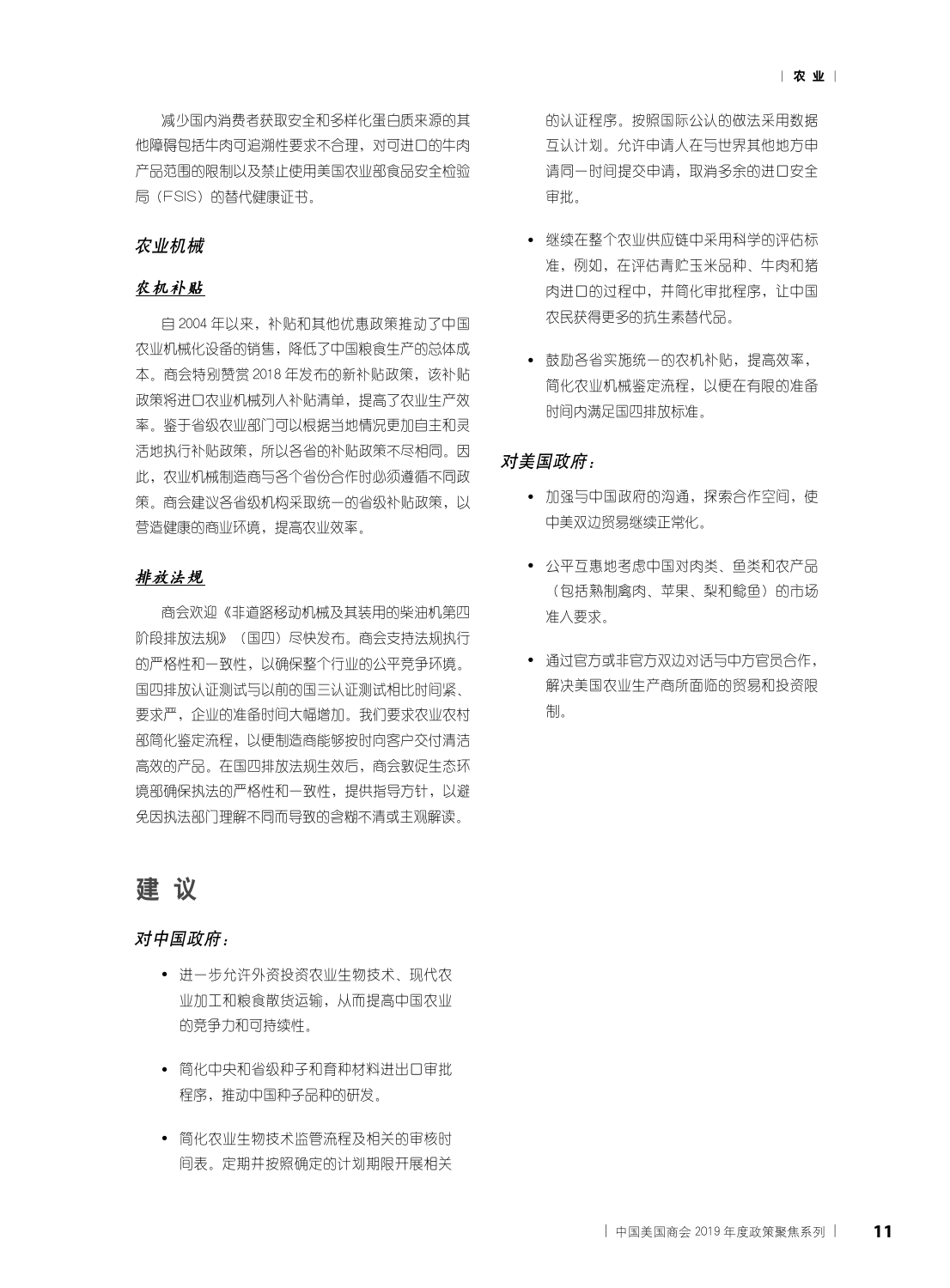减少国内消费者获取安全和多样化蛋白质来源的其他障碍包括牛肉可追溯性要求不合理，对可进口的牛肉产品范围的限制以及禁止使用美国农业部食品安全检验局（FSIS）的替代健康证书。

### *农业机械*

#### *农机补贴*

自 2004 年以来，补贴和其他优惠政策推动了中国农业机械化设备的销售，降低了中国粮食生产的总体成本。商会特别赞赏 2018 年发布的新补贴政策，该补贴政策将进口农业机械列入补贴清单，提高了农业生产效率。鉴于省级农业部门可以根据当地情况更加自主和灵活地执行补贴政策，所以各省的补贴政策不尽相同。因此，农业机械制造商与各个省份合作时必须遵循不同政策。商会建议各省级机构采取统一的省级补贴政策，以营造健康的商业环境，提高农业效率。

#### *排放法规*

商会欢迎《非道路移动机械及其装用的柴油机第四阶段排放法规》（国四）尽快发布。商会支持法规执行的严格性和一致性，以确保整个行业的公平竞争环境。国四排放认证测试与以前的国三认证测试相比时间紧、要求严，企业的准备时间大幅增加。我们要求农业农村部简化鉴定流程，以便制造商能够按时向客户交付清洁高效的产品。在国四排放法规生效后，商会敦促生态环境部确保执法的严格性和一致性，提供指导方针，以避免因执法部门理解不同而导致的含糊不清或主观解读。

## 建议

### *对中国政府：*

- 进一步允许外资投资农业生物技术、现代农业加工和粮食散货运输，从而提高中国农业的竞争力和可持续性。
- 简化中央和省级种子和育种材料进出口审批程序，推动中国种子品种的研发。
- 简化农业生物技术监管流程及相关的审核时间表。定期并按照确定的计划期限开展相关的认证程序。按照国际公认的做法采用数据互认计划。允许申请人在与世界其他地方申请同一时间提交申请，取消多余的进口安全审批。
- 继续在整个农业供应链中采用科学的评估标准，例如，在评估青贮玉米品种、牛肉和猪肉进口的过程中，并简化审批程序，让中国农民获得更多的抗生素替代品。
- 鼓励各省实施统一的农机补贴，提高效率，简化农业机械鉴定流程，以便在有限的准备时间内满足国四排放标准。

### *对美国政府：*

- 加强与中国政府的沟通，探索合作空间，使中美双边贸易继续正常化。
- 公平互惠地考虑中国对肉类、鱼类和农产品（包括熟制禽肉、苹果、梨和鲶鱼）的市场准入要求。
- 通过官方或非官方双边对话与中方官员合作，解决美国农业生产商所面临的贸易和投资限制。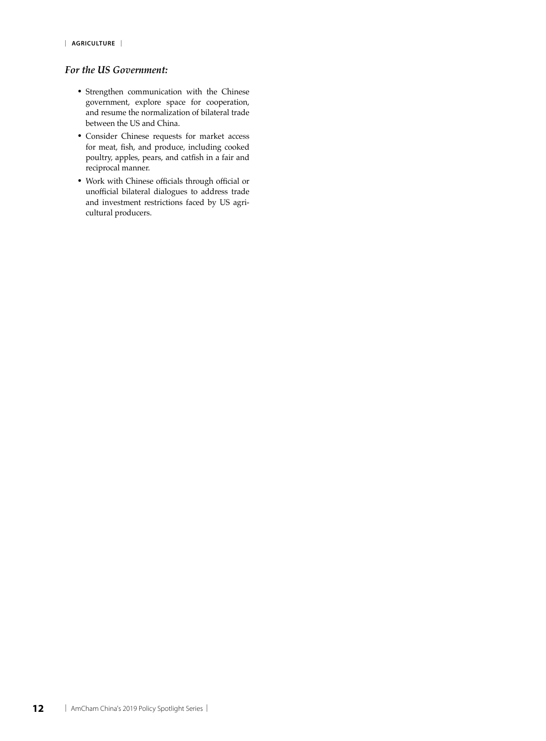### *For the US Government:*

- Strengthen communication with the Chinese government, explore space for cooperation, and resume the normalization of bilateral trade between the US and China.
- Consider Chinese requests for market access for meat, fish, and produce, including cooked poultry, apples, pears, and catfish in a fair and reciprocal manner.
- Work with Chinese officials through official or unofficial bilateral dialogues to address trade and investment restrictions faced by US agricultural producers.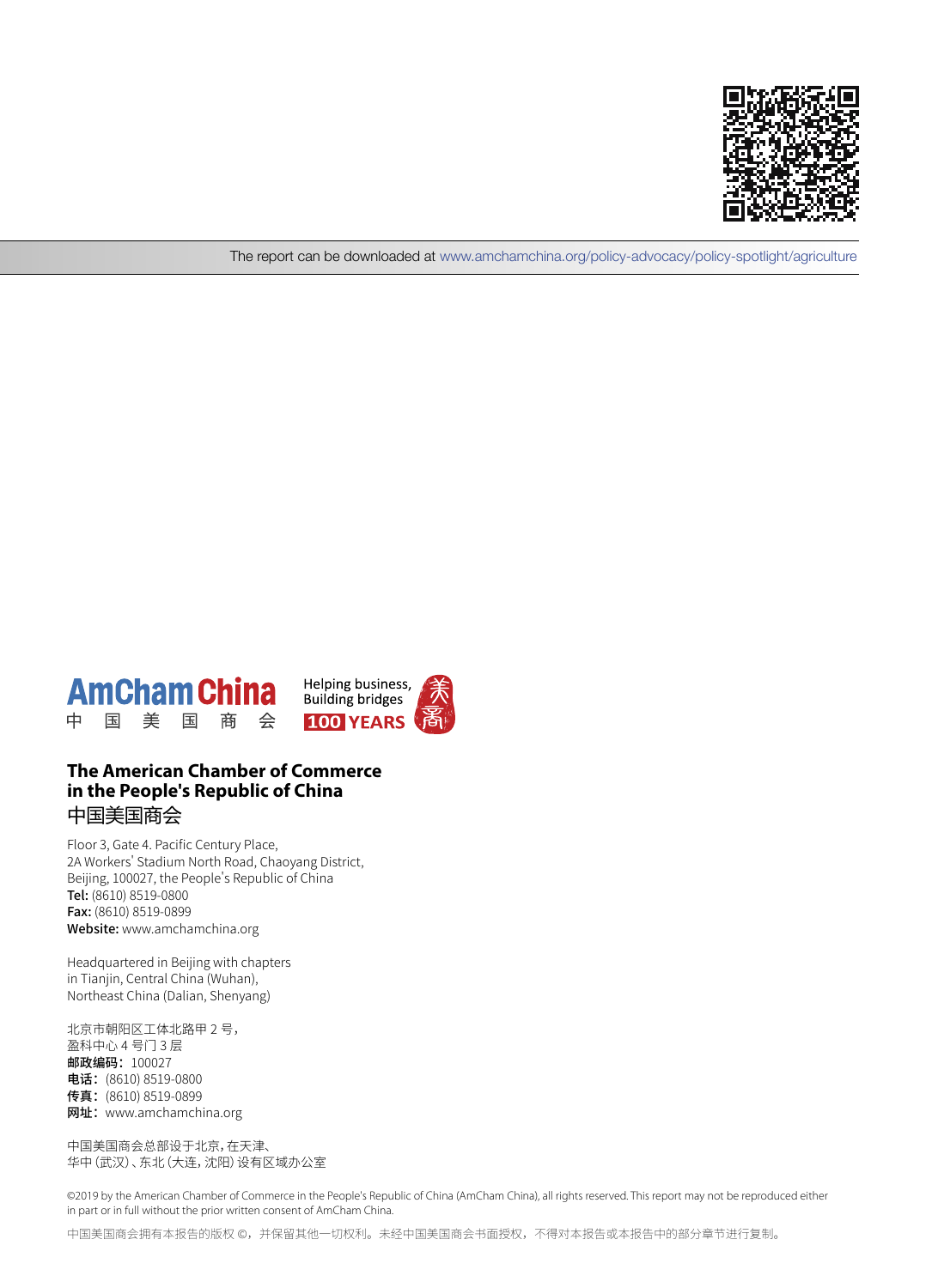The report can be downloaded at www.amchamchina.org/policy-advocacy/policy-spotlight/agriculture

AmCham China
中 国 美 国 商 会

Helping business, Building bridges
100 YEARS

**The American Chamber of Commerce in the People's Republic of China**
中国美国商会

Floor 3, Gate 4. Pacific Century Place,
2A Workers' Stadium North Road, Chaoyang District,
Beijing, 100027, the People's Republic of China
**Tel:** (8610) 8519-0800
**Fax:** (8610) 8519-0899
**Website:** www.amchamchina.org

Headquartered in Beijing with chapters
in Tianjin, Central China (Wuhan),
Northeast China (Dalian, Shenyang)

北京市朝阳区工体北路甲 2 号，
盈科中心 4 号门 3 层
**邮政编码：** 100027
**电话：** (8610) 8519-0800
**传真：** (8610) 8519-0899
**网址：** www.amchamchina.org

中国美国商会总部设于北京，在天津、
华中（武汉）、东北（大连，沈阳）设有区域办公室

©2019 by the American Chamber of Commerce in the People's Republic of China (AmCham China), all rights reserved. This report may not be reproduced either in part or in full without the prior written consent of AmCham China.

中国美国商会拥有本报告的版权 ©，并保留其他一切权利。未经中国美国商会书面授权，不得对本报告或本报告中的部分章节进行复制。